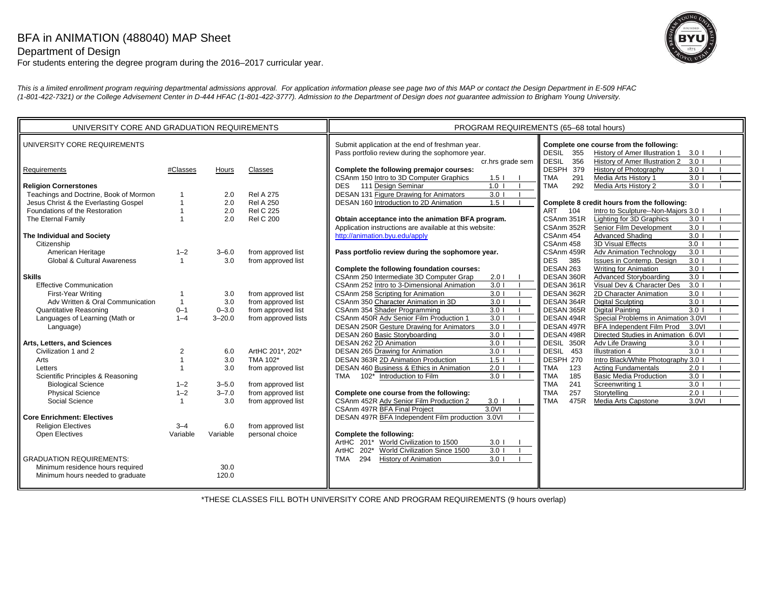# BFA in ANIMATION (488040) MAP Sheet

## Department of Design

For students entering the degree program during the 2016–2017 curricular year.

*This is a limited enrollment program requiring departmental admissions approval. For application information please see page two of this MAP or contact the Design Department in E-509 HFAC (1-801-422-7321) or the College Advisement Center in D-444 HFAC (1-801-422-3777). Admission to the Department of Design does not guarantee admission to Brigham Young University.*

## UNIVERSITY CORE AND GRADUATION REQUIREMENTS

### UNIVERSITY CORE REQUIREMENTS

| Requirements | #Classes | Hours | Classes |
|---|---|---|---|
| **Religion Cornerstones** | | | |
| Teachings and Doctrine, Book of Mormon | 1 | 2.0 | Rel A 275 |
| Jesus Christ & the Everlasting Gospel | 1 | 2.0 | Rel A 250 |
| Foundations of the Restoration | 1 | 2.0 | Rel C 225 |
| The Eternal Family | 1 | 2.0 | Rel C 200 |
| **The Individual and Society** | | | |
| Citizenship | | | |
| American Heritage | 1–2 | 3–6.0 | from approved list |
| Global & Cultural Awareness | 1 | 3.0 | from approved list |
| **Skills** | | | |
| Effective Communication | | | |
| First-Year Writing | 1 | 3.0 | from approved list |
| Adv Written & Oral Communication | 1 | 3.0 | from approved list |
| Quantitative Reasoning | 0–1 | 0–3.0 | from approved list |
| Languages of Learning (Math or Language) | 1–4 | 3–20.0 | from approved lists |
| **Arts, Letters, and Sciences** | | | |
| Civilization 1 and 2 | 2 | 6.0 | ArtHC 201*, 202* |
| Arts | 1 | 3.0 | TMA 102* |
| Letters | 1 | 3.0 | from approved list |
| Scientific Principles & Reasoning | | | |
| Biological Science | 1–2 | 3–5.0 | from approved list |
| Physical Science | 1–2 | 3–7.0 | from approved list |
| Social Science | 1 | 3.0 | from approved list |
| **Core Enrichment: Electives** | | | |
| Religion Electives | 3–4 | 6.0 | from approved list |
| Open Electives | Variable | Variable | personal choice |

### GRADUATION REQUIREMENTS:

| | Hours |
|---|---|
| Minimum residence hours required | 30.0 |
| Minimum hours needed to graduate | 120.0 |

## PROGRAM REQUIREMENTS (65–68 total hours)

Submit application at the end of freshman year.
Pass portfolio review during the sophomore year.

**Complete the following premajor courses:**

| Course | Title | cr.hrs | grade | sem |
|---|---|---|---|---|
| CSAnm 150 | Intro to 3D Computer Graphics | 1.5 | | |
| DES 111 | Design Seminar | 1.0 | | |
| DESAN 131 | Figure Drawing for Animators | 3.0 | | |
| DESAN 160 | Introduction to 2D Animation | 1.5 | | |

**Obtain acceptance into the animation BFA program.**
Application instructions are available at this website:
http://animation.byu.edu/apply

**Pass portfolio review during the sophomore year.**

**Complete the following foundation courses:**

| Course | Title | cr.hrs | grade | sem |
|---|---|---|---|---|
| CSAnm 250 | Intermediate 3D Computer Grap | 2.0 | | |
| CSAnm 252 | Intro to 3-Dimensional Animation | 3.0 | | |
| CSAnm 258 | Scripting for Animation | 3.0 | | |
| CSAnm 350 | Character Animation in 3D | 3.0 | | |
| CSAnm 354 | Shader Programming | 3.0 | | |
| CSAnm 450R | Adv Senior Film Production 1 | 3.0 | | |
| DESAN 250R | Gesture Drawing for Animators | 3.0 | | |
| DESAN 260 | Basic Storyboarding | 3.0 | | |
| DESAN 262 | 2D Animation | 3.0 | | |
| DESAN 265 | Drawing for Animation | 3.0 | | |
| DESAN 363R | 2D Animation Production | 1.5 | | |
| DESAN 460 | Business & Ethics in Animation | 2.0 | | |
| TMA 102* | Introduction to Film | 3.0 | | |

**Complete one course from the following:**

| Course | Title | cr.hrs | grade | sem |
|---|---|---|---|---|
| CSAnm 452R | Adv Senior Film Production 2 | 3.0 | | |
| CSAnm 497R | BFA Final Project | 3.0V | | |
| DESAN 497R | BFA Independent Film production | 3.0V | | |

**Complete the following:**

| Course | Title | cr.hrs | grade | sem |
|---|---|---|---|---|
| ArtHC 201* | World Civilization to 1500 | 3.0 | | |
| ArtHC 202* | World Civilization Since 1500 | 3.0 | | |
| TMA 294 | History of Animation | 3.0 | | |

**Complete one course from the following:**

| Course | Title | cr.hrs | grade | sem |
|---|---|---|---|---|
| DESIL 355 | History of Amer Illustration 1 | 3.0 | | |
| DESIL 356 | History of Amer Illustration 2 | 3.0 | | |
| DESPH 379 | History of Photography | 3.0 | | |
| TMA 291 | Media Arts History 1 | 3.0 | | |
| TMA 292 | Media Arts History 2 | 3.0 | | |

**Complete 8 credit hours from the following:**

| Course | Title | cr.hrs | grade | sem |
|---|---|---|---|---|
| ART 104 | Intro to Sculpture--Non-Majors | 3.0 | | |
| CSAnm 351R | Lighting for 3D Graphics | 3.0 | | |
| CSAnm 352R | Senior Film Development | 3.0 | | |
| CSAnm 454 | Advanced Shading | 3.0 | | |
| CSAnm 458 | 3D Visual Effects | 3.0 | | |
| CSAnm 459R | Adv Animation Technology | 3.0 | | |
| DES 385 | Issues in Contemp. Design | 3.0 | | |
| DESAN 263 | Writing for Animation | 3.0 | | |
| DESAN 360R | Advanced Storyboarding | 3.0 | | |
| DESAN 361R | Visual Dev & Character Des | 3.0 | | |
| DESAN 362R | 2D Character Animation | 3.0 | | |
| DESAN 364R | Digital Sculpting | 3.0 | | |
| DESAN 365R | Digital Painting | 3.0 | | |
| DESAN 494R | Special Problems in Animation | 3.0V | | |
| DESAN 497R | BFA Independent Film Prod | 3.0V | | |
| DESAN 498R | Directed Studies in Animation | 6.0V | | |
| DESIL 350R | Adv Life Drawing | 3.0 | | |
| DESIL 453 | Illustration 4 | 3.0 | | |
| DESPH 270 | Intro Black/White Photography | 3.0 | | |
| TMA 123 | Acting Fundamentals | 2.0 | | |
| TMA 185 | Basic Media Production | 3.0 | | |
| TMA 241 | Screenwriting 1 | 3.0 | | |
| TMA 257 | Storytelling | 2.0 | | |
| TMA 475R | Media Arts Capstone | 3.0V | | |

*THESE CLASSES FILL BOTH UNIVERSITY CORE AND PROGRAM REQUIREMENTS (9 hours overlap)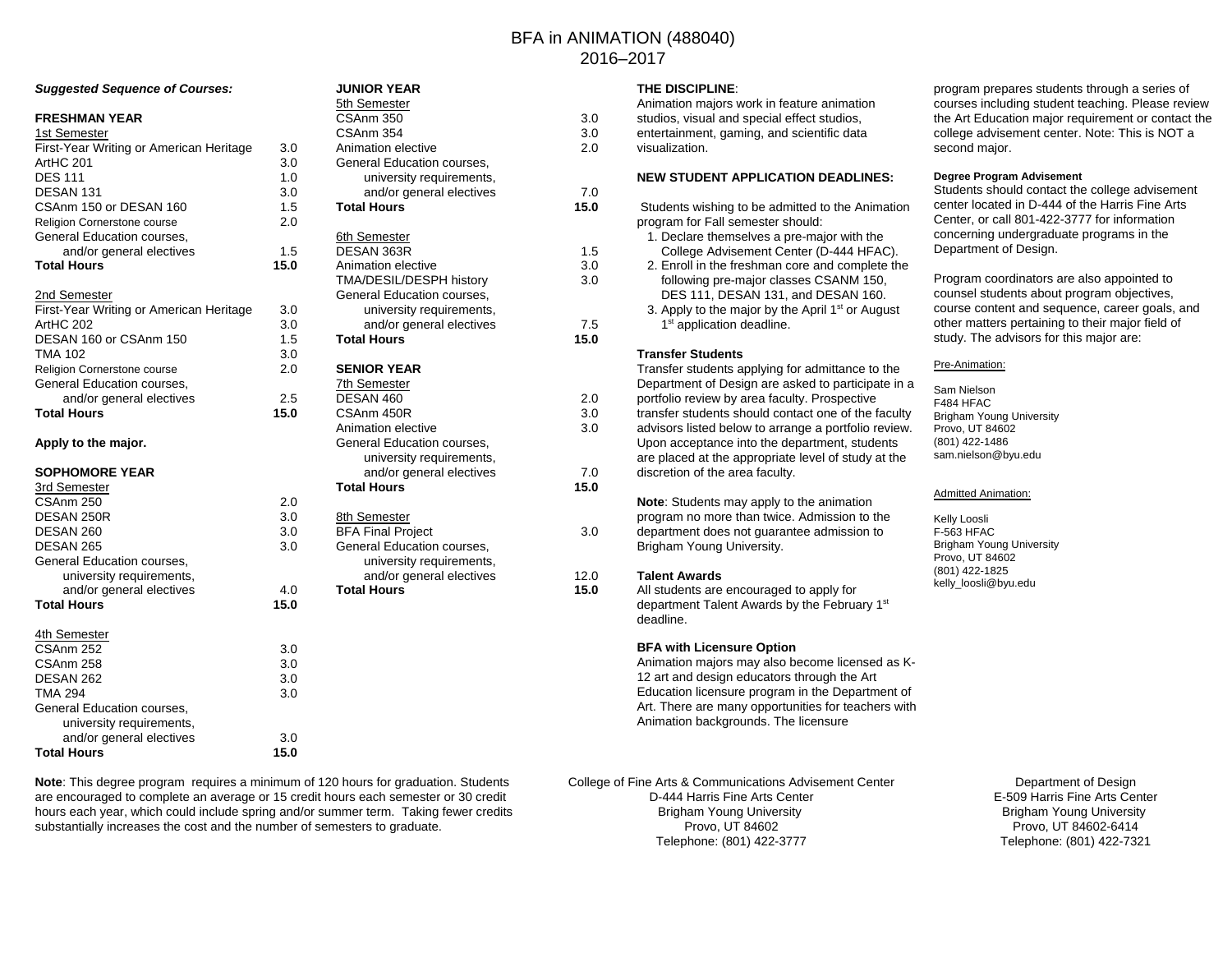# BFA in ANIMATION (488040)

## 2016–2017

***Suggested Sequence of Courses:***

### FRESHMAN YEAR

| 1st Semester | |
|---|---|
| First-Year Writing or American Heritage | 3.0 |
| ArtHC 201 | 3.0 |
| DES 111 | 1.0 |
| DESAN 131 | 3.0 |
| CSAnm 150 or DESAN 160 | 1.5 |
| Religion Cornerstone course | 2.0 |
| General Education courses, and/or general electives | 1.5 |
| **Total Hours** | **15.0** |

| 2nd Semester | |
|---|---|
| First-Year Writing or American Heritage | 3.0 |
| ArtHC 202 | 3.0 |
| DESAN 160 or CSAnm 150 | 1.5 |
| TMA 102 | 3.0 |
| Religion Cornerstone course | 2.0 |
| General Education courses, and/or general electives | 2.5 |
| **Total Hours** | **15.0** |

**Apply to the major.**

### SOPHOMORE YEAR

| 3rd Semester | |
|---|---|
| CSAnm 250 | 2.0 |
| DESAN 250R | 3.0 |
| DESAN 260 | 3.0 |
| DESAN 265 | 3.0 |
| General Education courses, university requirements, and/or general electives | 4.0 |
| **Total Hours** | **15.0** |

| 4th Semester | |
|---|---|
| CSAnm 252 | 3.0 |
| CSAnm 258 | 3.0 |
| DESAN 262 | 3.0 |
| TMA 294 | 3.0 |
| General Education courses, university requirements, and/or general electives | 3.0 |
| **Total Hours** | **15.0** |

### JUNIOR YEAR

| 5th Semester | |
|---|---|
| CSAnm 350 | 3.0 |
| CSAnm 354 | 3.0 |
| Animation elective | 2.0 |
| General Education courses, university requirements, and/or general electives | 7.0 |
| **Total Hours** | **15.0** |

| 6th Semester | |
|---|---|
| DESAN 363R | 1.5 |
| Animation elective | 3.0 |
| TMA/DESIL/DESPH history | 3.0 |
| General Education courses, university requirements, and/or general electives | 7.5 |
| **Total Hours** | **15.0** |

### SENIOR YEAR

| 7th Semester | |
|---|---|
| DESAN 460 | 2.0 |
| CSAnm 450R | 3.0 |
| Animation elective | 3.0 |
| General Education courses, university requirements, and/or general electives | 7.0 |
| **Total Hours** | **15.0** |

| 8th Semester | |
|---|---|
| BFA Final Project | 3.0 |
| General Education courses, university requirements, and/or general electives | 12.0 |
| **Total Hours** | **15.0** |

**Note**: This degree program requires a minimum of 120 hours for graduation. Students are encouraged to complete an average or 15 credit hours each semester or 30 credit hours each year, which could include spring and/or summer term. Taking fewer credits substantially increases the cost and the number of semesters to graduate.

**THE DISCIPLINE**:
Animation majors work in feature animation studios, visual and special effect studios, entertainment, gaming, and scientific data visualization.

**NEW STUDENT APPLICATION DEADLINES:**

Students wishing to be admitted to the Animation program for Fall semester should:

1. Declare themselves a pre-major with the College Advisement Center (D-444 HFAC).
2. Enroll in the freshman core and complete the following pre-major classes CSANM 150, DES 111, DESAN 131, and DESAN 160.
3. Apply to the major by the April 1st or August 1st application deadline.

**Transfer Students**
Transfer students applying for admittance to the Department of Design are asked to participate in a portfolio review by area faculty. Prospective transfer students should contact one of the faculty advisors listed below to arrange a portfolio review. Upon acceptance into the department, students are placed at the appropriate level of study at the discretion of the area faculty.

**Note**: Students may apply to the animation program no more than twice. Admission to the department does not guarantee admission to Brigham Young University.

**Talent Awards**
All students are encouraged to apply for department Talent Awards by the February 1st deadline.

**BFA with Licensure Option**
Animation majors may also become licensed as K-12 art and design educators through the Art Education licensure program in the Department of Art. There are many opportunities for teachers with Animation backgrounds. The licensure program prepares students through a series of courses including student teaching. Please review the Art Education major requirement or contact the college advisement center. Note: This is NOT a second major.

**Degree Program Advisement**
Students should contact the college advisement center located in D-444 of the Harris Fine Arts Center, or call 801-422-3777 for information concerning undergraduate programs in the Department of Design.

Program coordinators are also appointed to counsel students about program objectives, course content and sequence, career goals, and other matters pertaining to their major field of study. The advisors for this major are:

Pre-Animation:

Sam Nielson
F484 HFAC
Brigham Young University
Provo, UT 84602
(801) 422-1486
sam.nielson@byu.edu

Admitted Animation:

Kelly Loosli
F-563 HFAC
Brigham Young University
Provo, UT 84602
(801) 422-1825
kelly_loosli@byu.edu

College of Fine Arts & Communications Advisement Center
D-444 Harris Fine Arts Center
Brigham Young University
Provo, UT 84602
Telephone: (801) 422-3777

Department of Design
E-509 Harris Fine Arts Center
Brigham Young University
Provo, UT 84602-6414
Telephone: (801) 422-7321